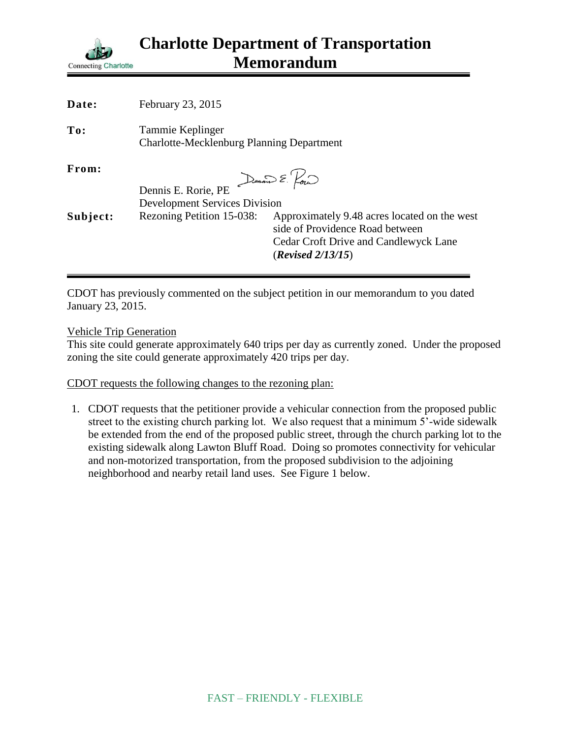# Charlotte Department of Transportation Memorandum

**Date:** February 23, 2015

**To:** Tammie Keplinger
Charlotte-Mecklenburg Planning Department

**From:** Dennis E. Rorie, PE
Development Services Division

**Subject:** Rezoning Petition 15-038: Approximately 9.48 acres located on the west side of Providence Road between Cedar Croft Drive and Candlewyck Lane (***Revised 2/13/15***)

---

CDOT has previously commented on the subject petition in our memorandum to you dated January 23, 2015.

Vehicle Trip Generation

This site could generate approximately 640 trips per day as currently zoned. Under the proposed zoning the site could generate approximately 420 trips per day.

CDOT requests the following changes to the rezoning plan:

1. CDOT requests that the petitioner provide a vehicular connection from the proposed public street to the existing church parking lot. We also request that a minimum 5'-wide sidewalk be extended from the end of the proposed public street, through the church parking lot to the existing sidewalk along Lawton Bluff Road. Doing so promotes connectivity for vehicular and non-motorized transportation, from the proposed subdivision to the adjoining neighborhood and nearby retail land uses. See Figure 1 below.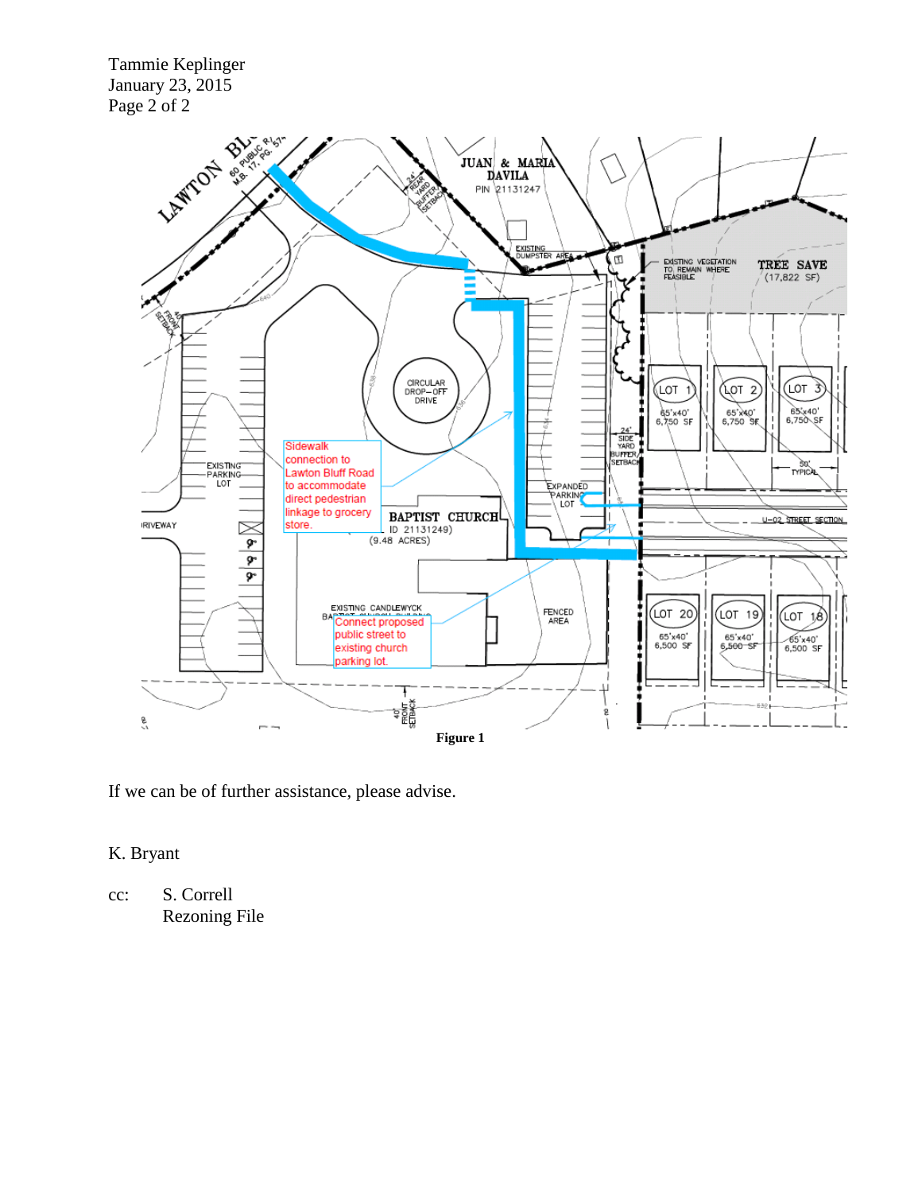Sidewalk connection to Lawton Bluff Road to accommodate direct pedestrian linkage to grocery store.

Connect proposed public street to existing church parking lot.

Figure 1

If we can be of further assistance, please advise.

K. Bryant

cc: S. Correll
Rezoning File